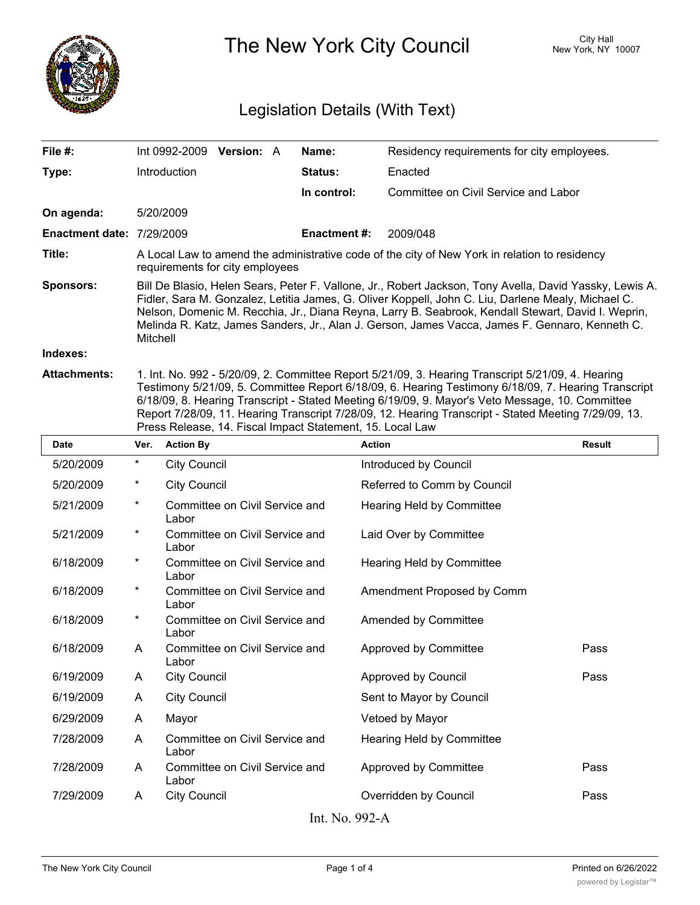# The New York City Council

City Hall
New York, NY 10007

## Legislation Details (With Text)

| | | | |
|---|---|---|---|
| **File #:** | Int 0992-2009 **Version:** A | **Name:** | Residency requirements for city employees. |
| **Type:** | Introduction | **Status:** | Enacted |
| | | **In control:** | Committee on Civil Service and Labor |
| **On agenda:** | 5/20/2009 | | |
| **Enactment date:** | 7/29/2009 | **Enactment #:** | 2009/048 |

**Title:** A Local Law to amend the administrative code of the city of New York in relation to residency requirements for city employees

**Sponsors:** Bill De Blasio, Helen Sears, Peter F. Vallone, Jr., Robert Jackson, Tony Avella, David Yassky, Lewis A. Fidler, Sara M. Gonzalez, Letitia James, G. Oliver Koppell, John C. Liu, Darlene Mealy, Michael C. Nelson, Domenic M. Recchia, Jr., Diana Reyna, Larry B. Seabrook, Kendall Stewart, David I. Weprin, Melinda R. Katz, James Sanders, Jr., Alan J. Gerson, James Vacca, James F. Gennaro, Kenneth C. Mitchell

**Indexes:**

**Attachments:** 1. Int. No. 992 - 5/20/09, 2. Committee Report 5/21/09, 3. Hearing Transcript 5/21/09, 4. Hearing Testimony 5/21/09, 5. Committee Report 6/18/09, 6. Hearing Testimony 6/18/09, 7. Hearing Transcript 6/18/09, 8. Hearing Transcript - Stated Meeting 6/19/09, 9. Mayor's Veto Message, 10. Committee Report 7/28/09, 11. Hearing Transcript 7/28/09, 12. Hearing Transcript - Stated Meeting 7/29/09, 13. Press Release, 14. Fiscal Impact Statement, 15. Local Law

| Date | Ver. | Action By | Action | Result |
|---|---|---|---|---|
| 5/20/2009 | * | City Council | Introduced by Council | |
| 5/20/2009 | * | City Council | Referred to Comm by Council | |
| 5/21/2009 | * | Committee on Civil Service and Labor | Hearing Held by Committee | |
| 5/21/2009 | * | Committee on Civil Service and Labor | Laid Over by Committee | |
| 6/18/2009 | * | Committee on Civil Service and Labor | Hearing Held by Committee | |
| 6/18/2009 | * | Committee on Civil Service and Labor | Amendment Proposed by Comm | |
| 6/18/2009 | * | Committee on Civil Service and Labor | Amended by Committee | |
| 6/18/2009 | A | Committee on Civil Service and Labor | Approved by Committee | Pass |
| 6/19/2009 | A | City Council | Approved by Council | Pass |
| 6/19/2009 | A | City Council | Sent to Mayor by Council | |
| 6/29/2009 | A | Mayor | Vetoed by Mayor | |
| 7/28/2009 | A | Committee on Civil Service and Labor | Hearing Held by Committee | |
| 7/28/2009 | A | Committee on Civil Service and Labor | Approved by Committee | Pass |
| 7/29/2009 | A | City Council | Overridden by Council | Pass |

Int. No. 992-A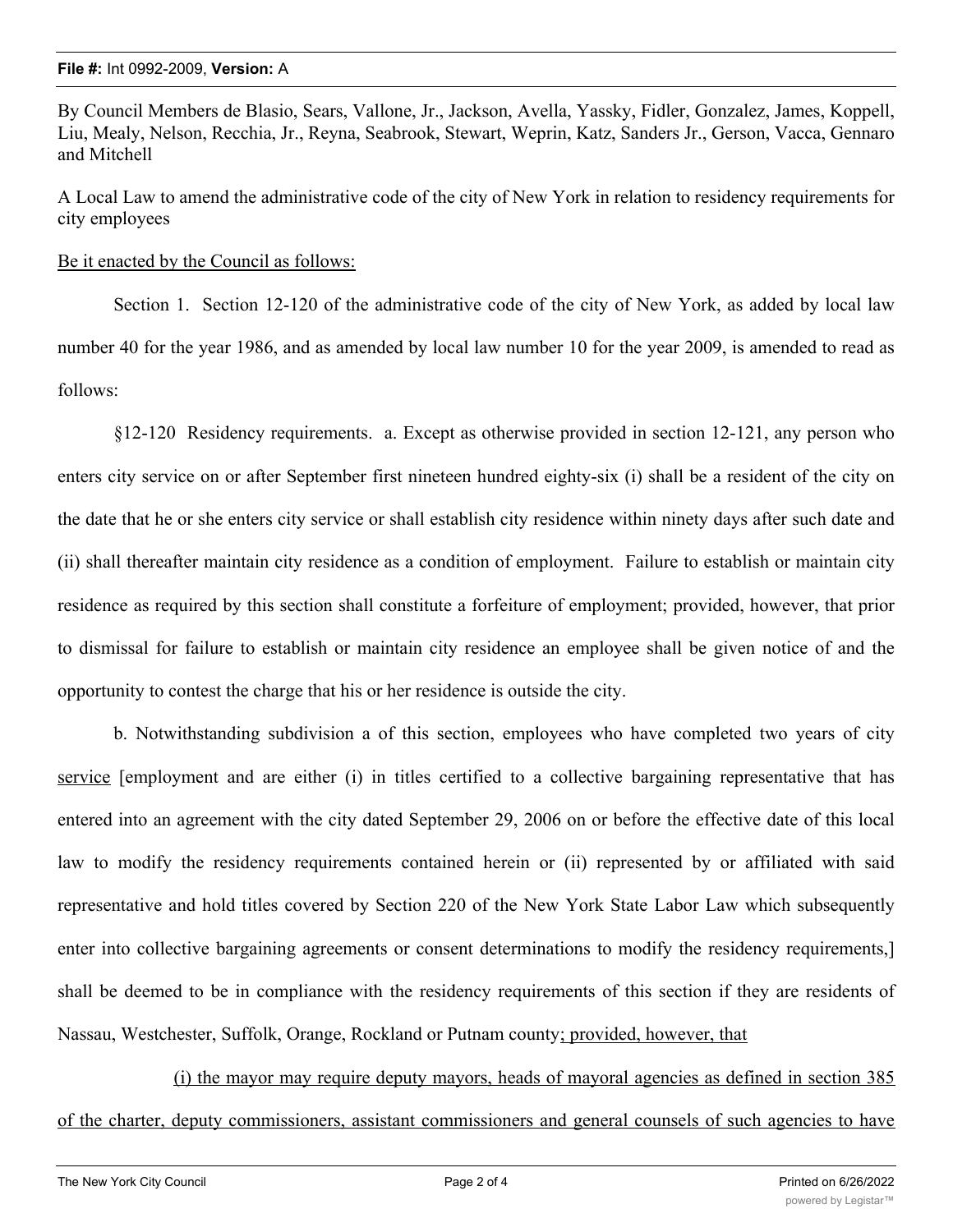**File #:** Int 0992-2009, **Version:** A

By Council Members de Blasio, Sears, Vallone, Jr., Jackson, Avella, Yassky, Fidler, Gonzalez, James, Koppell, Liu, Mealy, Nelson, Recchia, Jr., Reyna, Seabrook, Stewart, Weprin, Katz, Sanders Jr., Gerson, Vacca, Gennaro and Mitchell

A Local Law to amend the administrative code of the city of New York in relation to residency requirements for city employees

<u>Be it enacted by the Council as follows:</u>

Section 1. Section 12-120 of the administrative code of the city of New York, as added by local law number 40 for the year 1986, and as amended by local law number 10 for the year 2009, is amended to read as follows:

§12-120 Residency requirements. a. Except as otherwise provided in section 12-121, any person who enters city service on or after September first nineteen hundred eighty-six (i) shall be a resident of the city on the date that he or she enters city service or shall establish city residence within ninety days after such date and (ii) shall thereafter maintain city residence as a condition of employment. Failure to establish or maintain city residence as required by this section shall constitute a forfeiture of employment; provided, however, that prior to dismissal for failure to establish or maintain city residence an employee shall be given notice of and the opportunity to contest the charge that his or her residence is outside the city.

b. Notwithstanding subdivision a of this section, employees who have completed two years of city <u>service</u> [employment and are either (i) in titles certified to a collective bargaining representative that has entered into an agreement with the city dated September 29, 2006 on or before the effective date of this local law to modify the residency requirements contained herein or (ii) represented by or affiliated with said representative and hold titles covered by Section 220 of the New York State Labor Law which subsequently enter into collective bargaining agreements or consent determinations to modify the residency requirements,] shall be deemed to be in compliance with the residency requirements of this section if they are residents of Nassau, Westchester, Suffolk, Orange, Rockland or Putnam county<u>; provided, however, that</u>

<u>(i) the mayor may require deputy mayors, heads of mayoral agencies as defined in section 385 of the charter, deputy commissioners, assistant commissioners and general counsels of such agencies to have</u>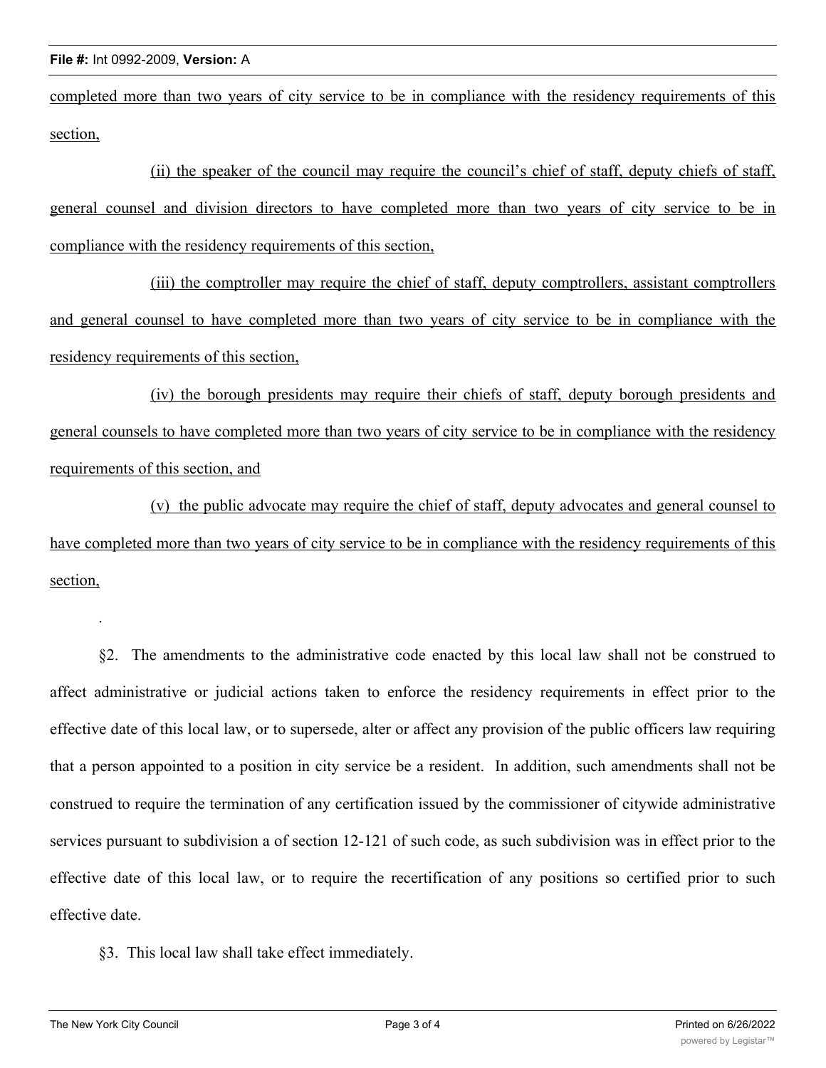completed more than two years of city service to be in compliance with the residency requirements of this section,

(ii) the speaker of the council may require the council's chief of staff, deputy chiefs of staff, general counsel and division directors to have completed more than two years of city service to be in compliance with the residency requirements of this section,

(iii) the comptroller may require the chief of staff, deputy comptrollers, assistant comptrollers and general counsel to have completed more than two years of city service to be in compliance with the residency requirements of this section,

(iv) the borough presidents may require their chiefs of staff, deputy borough presidents and general counsels to have completed more than two years of city service to be in compliance with the residency requirements of this section, and

(v) the public advocate may require the chief of staff, deputy advocates and general counsel to have completed more than two years of city service to be in compliance with the residency requirements of this section,

.

§2. The amendments to the administrative code enacted by this local law shall not be construed to affect administrative or judicial actions taken to enforce the residency requirements in effect prior to the effective date of this local law, or to supersede, alter or affect any provision of the public officers law requiring that a person appointed to a position in city service be a resident. In addition, such amendments shall not be construed to require the termination of any certification issued by the commissioner of citywide administrative services pursuant to subdivision a of section 12-121 of such code, as such subdivision was in effect prior to the effective date of this local law, or to require the recertification of any positions so certified prior to such effective date.

§3. This local law shall take effect immediately.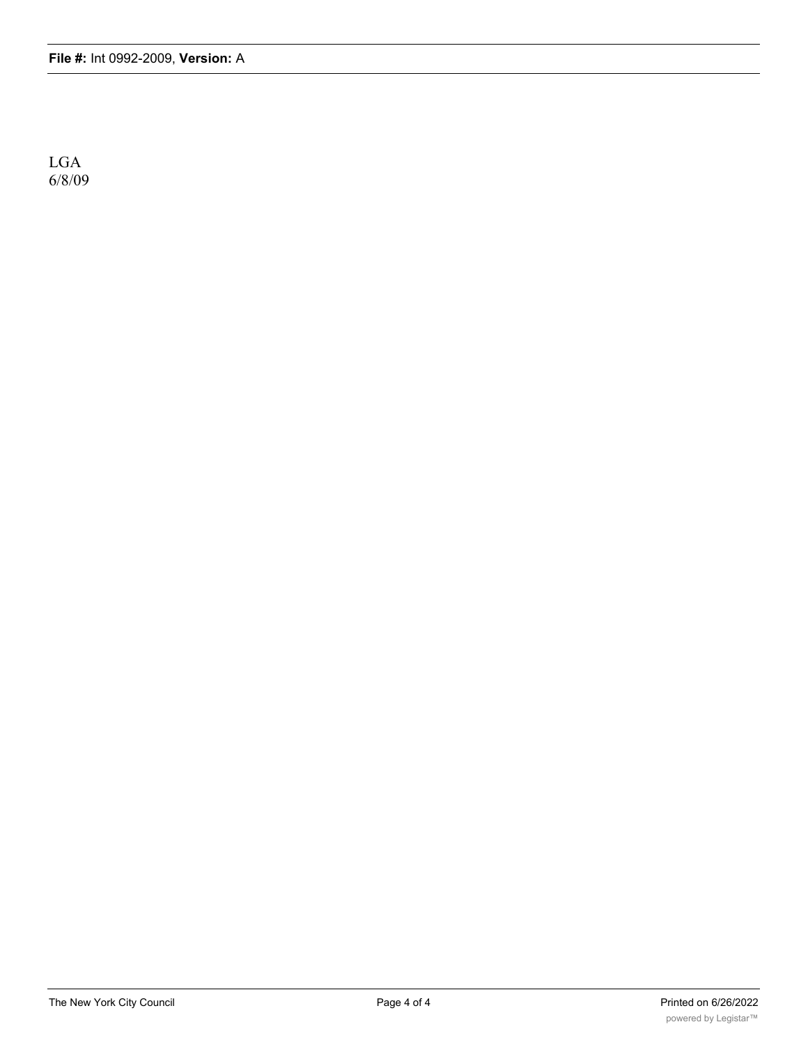LGA
6/8/09